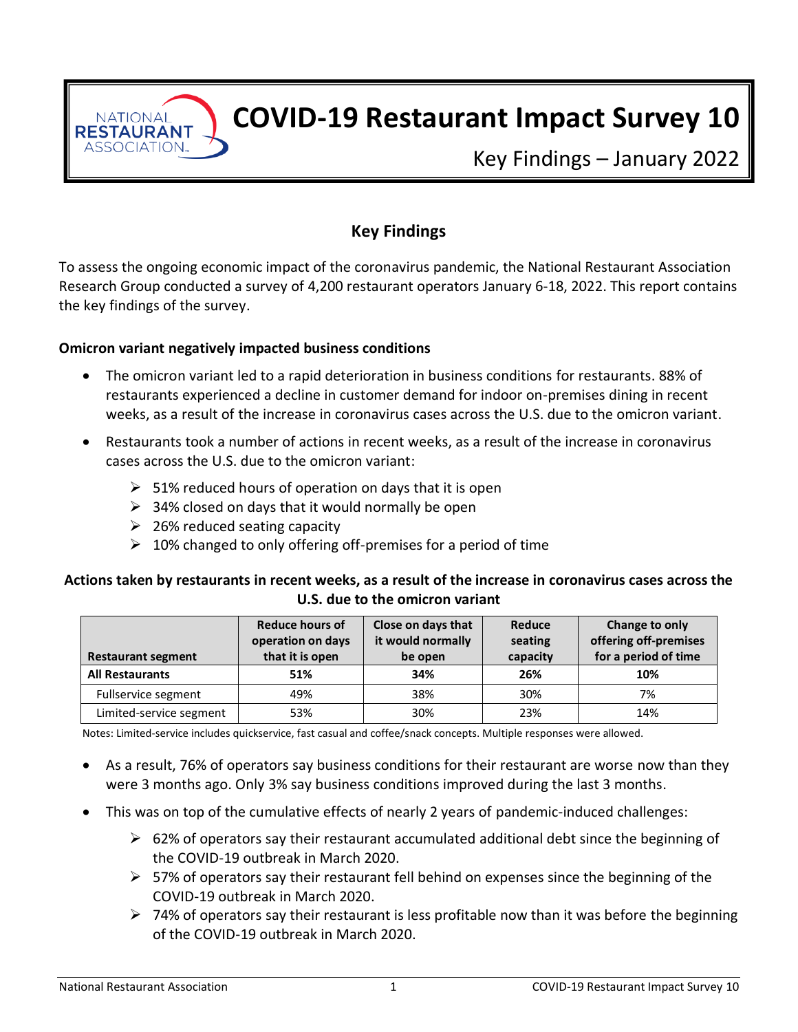# COVID-19 Restaurant Impact Survey 10

## Key Findings – January 2022

## Key Findings

To assess the ongoing economic impact of the coronavirus pandemic, the National Restaurant Association Research Group conducted a survey of 4,200 restaurant operators January 6-18, 2022. This report contains the key findings of the survey.

**Omicron variant negatively impacted business conditions**

- The omicron variant led to a rapid deterioration in business conditions for restaurants. 88% of restaurants experienced a decline in customer demand for indoor on-premises dining in recent weeks, as a result of the increase in coronavirus cases across the U.S. due to the omicron variant.
- Restaurants took a number of actions in recent weeks, as a result of the increase in coronavirus cases across the U.S. due to the omicron variant:
  - 51% reduced hours of operation on days that it is open
  - 34% closed on days that it would normally be open
  - 26% reduced seating capacity
  - 10% changed to only offering off-premises for a period of time

**Actions taken by restaurants in recent weeks, as a result of the increase in coronavirus cases across the U.S. due to the omicron variant**

| Restaurant segment | Reduce hours of operation on days that it is open | Close on days that it would normally be open | Reduce seating capacity | Change to only offering off-premises for a period of time |
|---|---|---|---|---|
| **All Restaurants** | **51%** | **34%** | **26%** | **10%** |
| Fullservice segment | 49% | 38% | 30% | 7% |
| Limited-service segment | 53% | 30% | 23% | 14% |

Notes: Limited-service includes quickservice, fast casual and coffee/snack concepts. Multiple responses were allowed.

- As a result, 76% of operators say business conditions for their restaurant are worse now than they were 3 months ago. Only 3% say business conditions improved during the last 3 months.
- This was on top of the cumulative effects of nearly 2 years of pandemic-induced challenges:
  - 62% of operators say their restaurant accumulated additional debt since the beginning of the COVID-19 outbreak in March 2020.
  - 57% of operators say their restaurant fell behind on expenses since the beginning of the COVID-19 outbreak in March 2020.
  - 74% of operators say their restaurant is less profitable now than it was before the beginning of the COVID-19 outbreak in March 2020.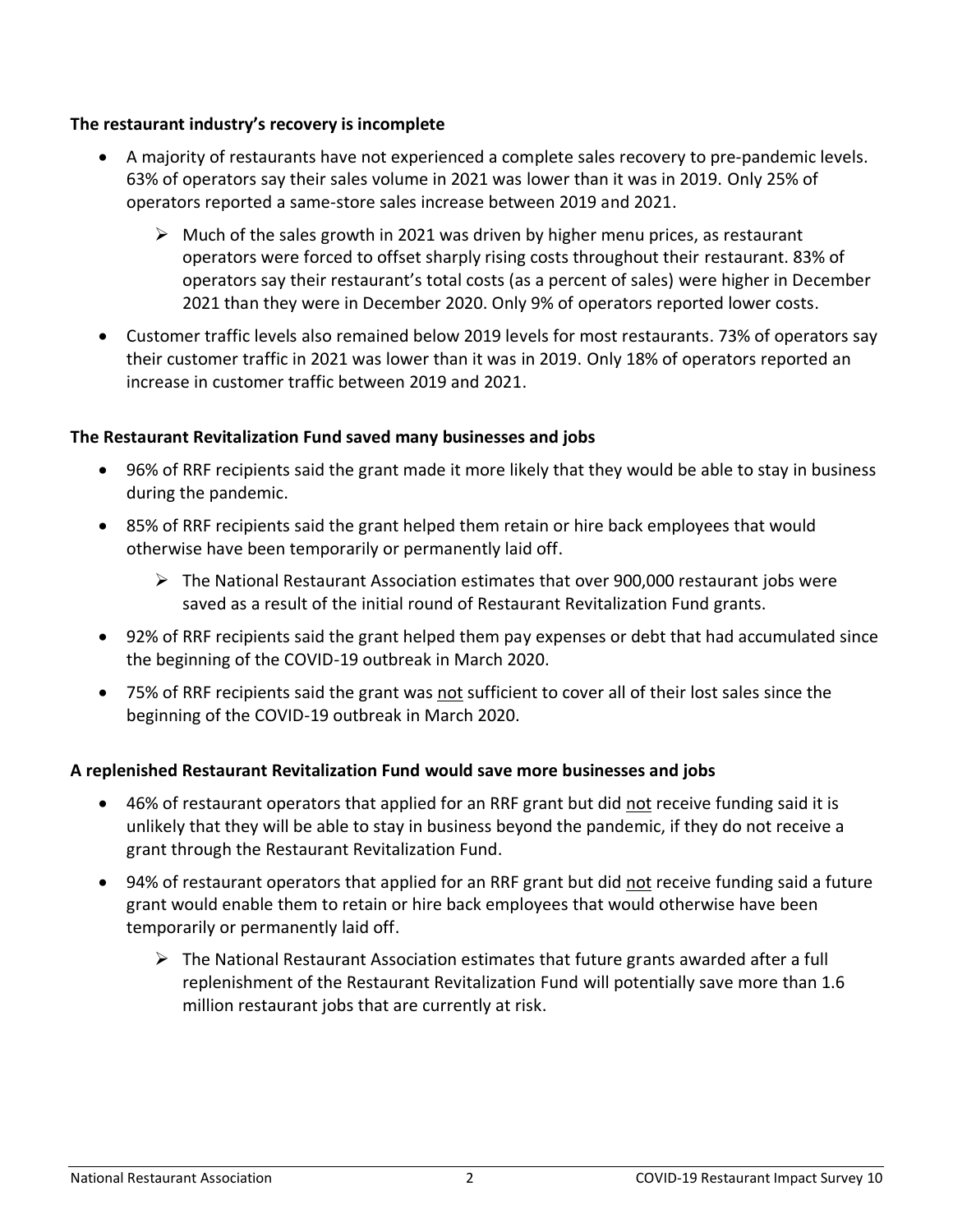**The restaurant industry's recovery is incomplete**

- A majority of restaurants have not experienced a complete sales recovery to pre-pandemic levels. 63% of operators say their sales volume in 2021 was lower than it was in 2019. Only 25% of operators reported a same-store sales increase between 2019 and 2021.
  - Much of the sales growth in 2021 was driven by higher menu prices, as restaurant operators were forced to offset sharply rising costs throughout their restaurant. 83% of operators say their restaurant's total costs (as a percent of sales) were higher in December 2021 than they were in December 2020. Only 9% of operators reported lower costs.
- Customer traffic levels also remained below 2019 levels for most restaurants. 73% of operators say their customer traffic in 2021 was lower than it was in 2019. Only 18% of operators reported an increase in customer traffic between 2019 and 2021.

**The Restaurant Revitalization Fund saved many businesses and jobs**

- 96% of RRF recipients said the grant made it more likely that they would be able to stay in business during the pandemic.
- 85% of RRF recipients said the grant helped them retain or hire back employees that would otherwise have been temporarily or permanently laid off.
  - The National Restaurant Association estimates that over 900,000 restaurant jobs were saved as a result of the initial round of Restaurant Revitalization Fund grants.
- 92% of RRF recipients said the grant helped them pay expenses or debt that had accumulated since the beginning of the COVID-19 outbreak in March 2020.
- 75% of RRF recipients said the grant was <u>not</u> sufficient to cover all of their lost sales since the beginning of the COVID-19 outbreak in March 2020.

**A replenished Restaurant Revitalization Fund would save more businesses and jobs**

- 46% of restaurant operators that applied for an RRF grant but did <u>not</u> receive funding said it is unlikely that they will be able to stay in business beyond the pandemic, if they do not receive a grant through the Restaurant Revitalization Fund.
- 94% of restaurant operators that applied for an RRF grant but did <u>not</u> receive funding said a future grant would enable them to retain or hire back employees that would otherwise have been temporarily or permanently laid off.
  - The National Restaurant Association estimates that future grants awarded after a full replenishment of the Restaurant Revitalization Fund will potentially save more than 1.6 million restaurant jobs that are currently at risk.